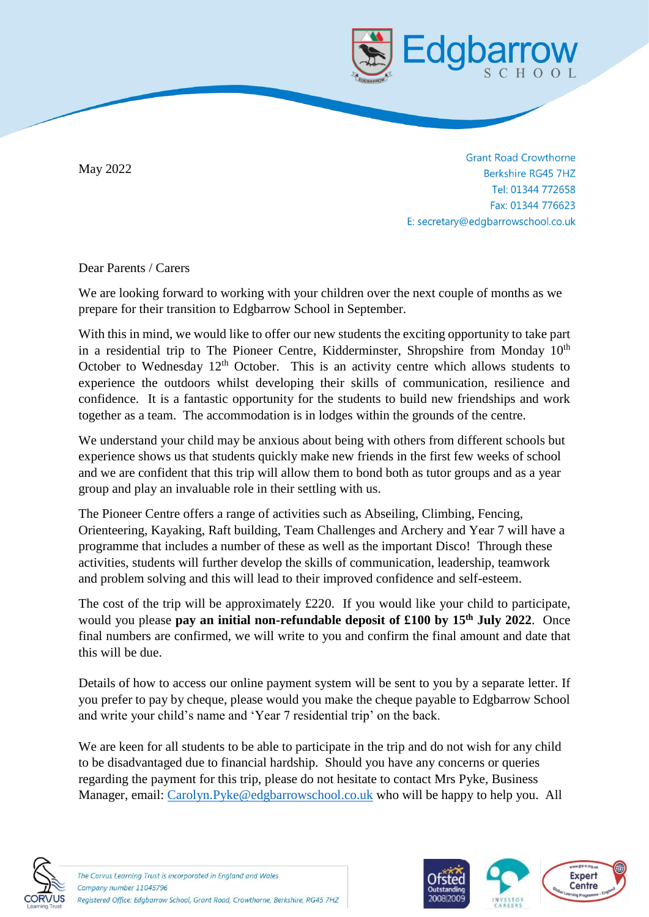May 2022

Grant Road Crowthorne
Berkshire RG45 7HZ
Tel: 01344 772658
Fax: 01344 776623
E: secretary@edgbarrowschool.co.uk

Dear Parents / Carers

We are looking forward to working with your children over the next couple of months as we prepare for their transition to Edgbarrow School in September.

With this in mind, we would like to offer our new students the exciting opportunity to take part in a residential trip to The Pioneer Centre, Kidderminster, Shropshire from Monday 10th October to Wednesday 12th October. This is an activity centre which allows students to experience the outdoors whilst developing their skills of communication, resilience and confidence. It is a fantastic opportunity for the students to build new friendships and work together as a team. The accommodation is in lodges within the grounds of the centre.

We understand your child may be anxious about being with others from different schools but experience shows us that students quickly make new friends in the first few weeks of school and we are confident that this trip will allow them to bond both as tutor groups and as a year group and play an invaluable role in their settling with us.

The Pioneer Centre offers a range of activities such as Abseiling, Climbing, Fencing, Orienteering, Kayaking, Raft building, Team Challenges and Archery and Year 7 will have a programme that includes a number of these as well as the important Disco! Through these activities, students will further develop the skills of communication, leadership, teamwork and problem solving and this will lead to their improved confidence and self-esteem.

The cost of the trip will be approximately £220. If you would like your child to participate, would you please **pay an initial non-refundable deposit of £100 by 15th July 2022**. Once final numbers are confirmed, we will write to you and confirm the final amount and date that this will be due.

Details of how to access our online payment system will be sent to you by a separate letter. If you prefer to pay by cheque, please would you make the cheque payable to Edgbarrow School and write your child's name and 'Year 7 residential trip' on the back.

We are keen for all students to be able to participate in the trip and do not wish for any child to be disadvantaged due to financial hardship. Should you have any concerns or queries regarding the payment for this trip, please do not hesitate to contact Mrs Pyke, Business Manager, email: Carolyn.Pyke@edgbarrowschool.co.uk who will be happy to help you. All

*The Corvus Learning Trust is incorporated in England and Wales*
*Company number 11045796*
*Registered Office: Edgbarrow School, Grant Road, Crowthorne, Berkshire, RG45 7HZ*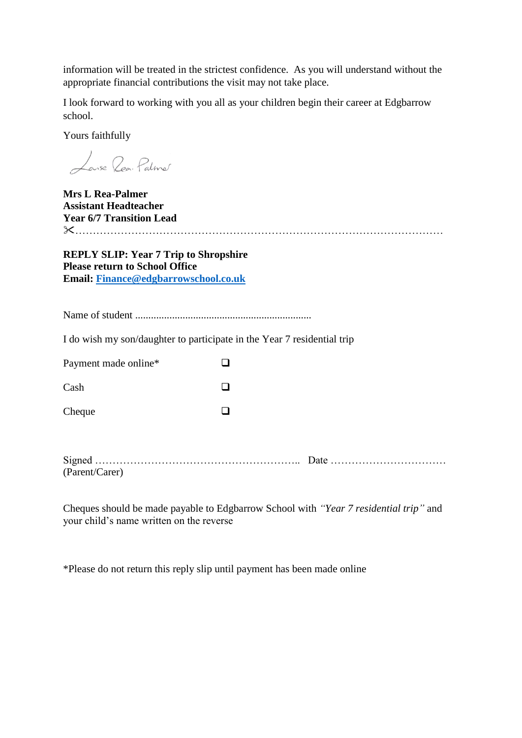information will be treated in the strictest confidence. As you will understand without the appropriate financial contributions the visit may not take place.

I look forward to working with you all as your children begin their career at Edgbarrow school.

Yours faithfully

Louise Rea-Palmer

**Mrs L Rea-Palmer**
**Assistant Headteacher**
**Year 6/7 Transition Lead**

✂……………………………………………………………………………………………

**REPLY SLIP: Year 7 Trip to Shropshire**
**Please return to School Office**
**Email: [Finance@edgbarrowschool.co.uk](mailto:Finance@edgbarrowschool.co.uk)**

Name of student ...................................................................

I do wish my son/daughter to participate in the Year 7 residential trip

Payment made online* ❑

Cash ❑

Cheque ❑

Signed ………………………………………………….. Date ……………………………
(Parent/Carer)

Cheques should be made payable to Edgbarrow School with *"Year 7 residential trip"* and your child's name written on the reverse

*Please do not return this reply slip until payment has been made online